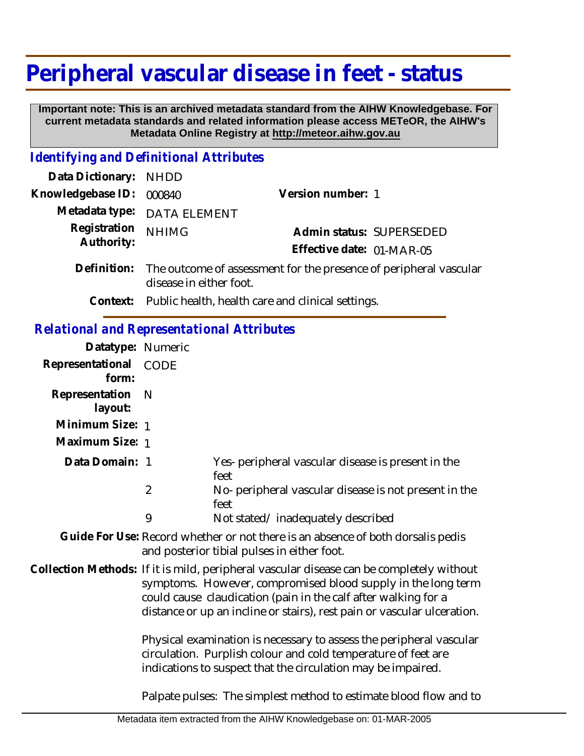# Peripheral vascular disease in feet - status

**Important note: This is an archived metadata standard from the AIHW Knowledgebase. For current metadata standards and related information please access METeOR, the AIHW's Metadata Online Registry at http://meteor.aihw.gov.au**

## *Identifying and Definitional Attributes*

**Data Dictionary:** NHDD

**Knowledgebase ID:** 000840

**Version number:** 1

**Metadata type:** DATA ELEMENT

**Registration Authority:** NHIMG

**Admin status:** SUPERSEDED

**Effective date:** 01-MAR-05

**Definition:** The outcome of assessment for the presence of peripheral vascular disease in either foot.

**Context:** Public health, health care and clinical settings.

## *Relational and Representational Attributes*

**Datatype:** Numeric

**Representational form:** CODE

**Representation layout:** N

**Minimum Size:** 1

**Maximum Size:** 1

**Data Domain:**

| | |
|---|---|
| 1 | Yes- peripheral vascular disease is present in the feet |
| 2 | No- peripheral vascular disease is not present in the feet |
| 9 | Not stated/ inadequately described |

**Guide For Use:** Record whether or not there is an absence of both dorsalis pedis and posterior tibial pulses in either foot.

**Collection Methods:** If it is mild, peripheral vascular disease can be completely without symptoms. However, compromised blood supply in the long term could cause claudication (pain in the calf after walking for a distance or up an incline or stairs), rest pain or vascular ulceration.

Physical examination is necessary to assess the peripheral vascular circulation. Purplish colour and cold temperature of feet are indications to suspect that the circulation may be impaired.

Palpate pulses: The simplest method to estimate blood flow and to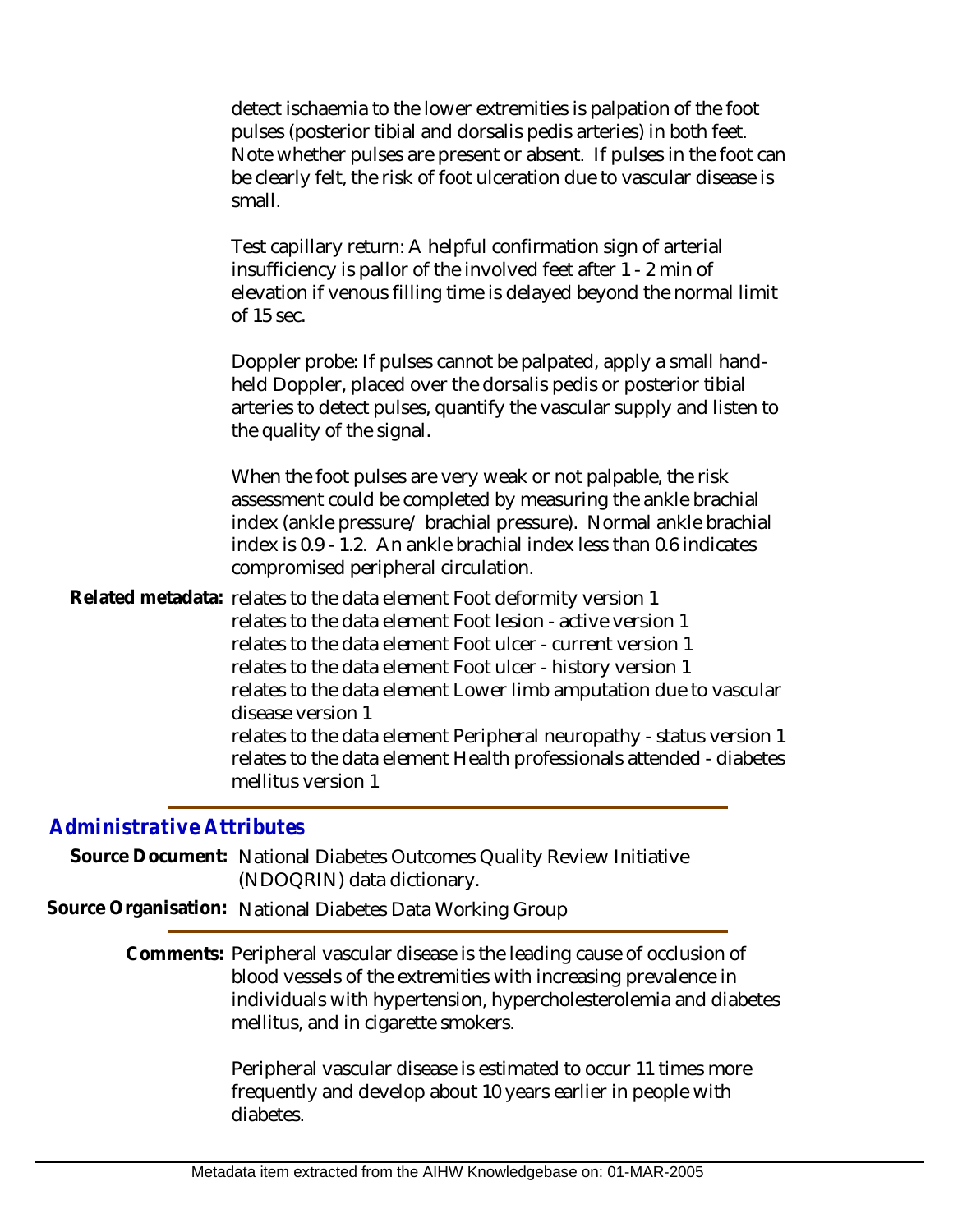detect ischaemia to the lower extremities is palpation of the foot pulses (posterior tibial and dorsalis pedis arteries) in both feet. Note whether pulses are present or absent. If pulses in the foot can be clearly felt, the risk of foot ulceration due to vascular disease is small.

Test capillary return: A helpful confirmation sign of arterial insufficiency is pallor of the involved feet after 1 - 2 min of elevation if venous filling time is delayed beyond the normal limit of 15 sec.

Doppler probe: If pulses cannot be palpated, apply a small hand-held Doppler, placed over the dorsalis pedis or posterior tibial arteries to detect pulses, quantify the vascular supply and listen to the quality of the signal.

When the foot pulses are very weak or not palpable, the risk assessment could be completed by measuring the ankle brachial index (ankle pressure/ brachial pressure). Normal ankle brachial index is 0.9 - 1.2. An ankle brachial index less than 0.6 indicates compromised peripheral circulation.

**Related metadata:** relates to the data element Foot deformity version 1
relates to the data element Foot lesion - active version 1
relates to the data element Foot ulcer - current version 1
relates to the data element Foot ulcer - history version 1
relates to the data element Lower limb amputation due to vascular disease version 1
relates to the data element Peripheral neuropathy - status version 1
relates to the data element Health professionals attended - diabetes mellitus version 1

## *Administrative Attributes*

**Source Document:** National Diabetes Outcomes Quality Review Initiative (NDOQRIN) data dictionary.

**Source Organisation:** National Diabetes Data Working Group

**Comments:** Peripheral vascular disease is the leading cause of occlusion of blood vessels of the extremities with increasing prevalence in individuals with hypertension, hypercholesterolemia and diabetes mellitus, and in cigarette smokers.

Peripheral vascular disease is estimated to occur 11 times more frequently and develop about 10 years earlier in people with diabetes.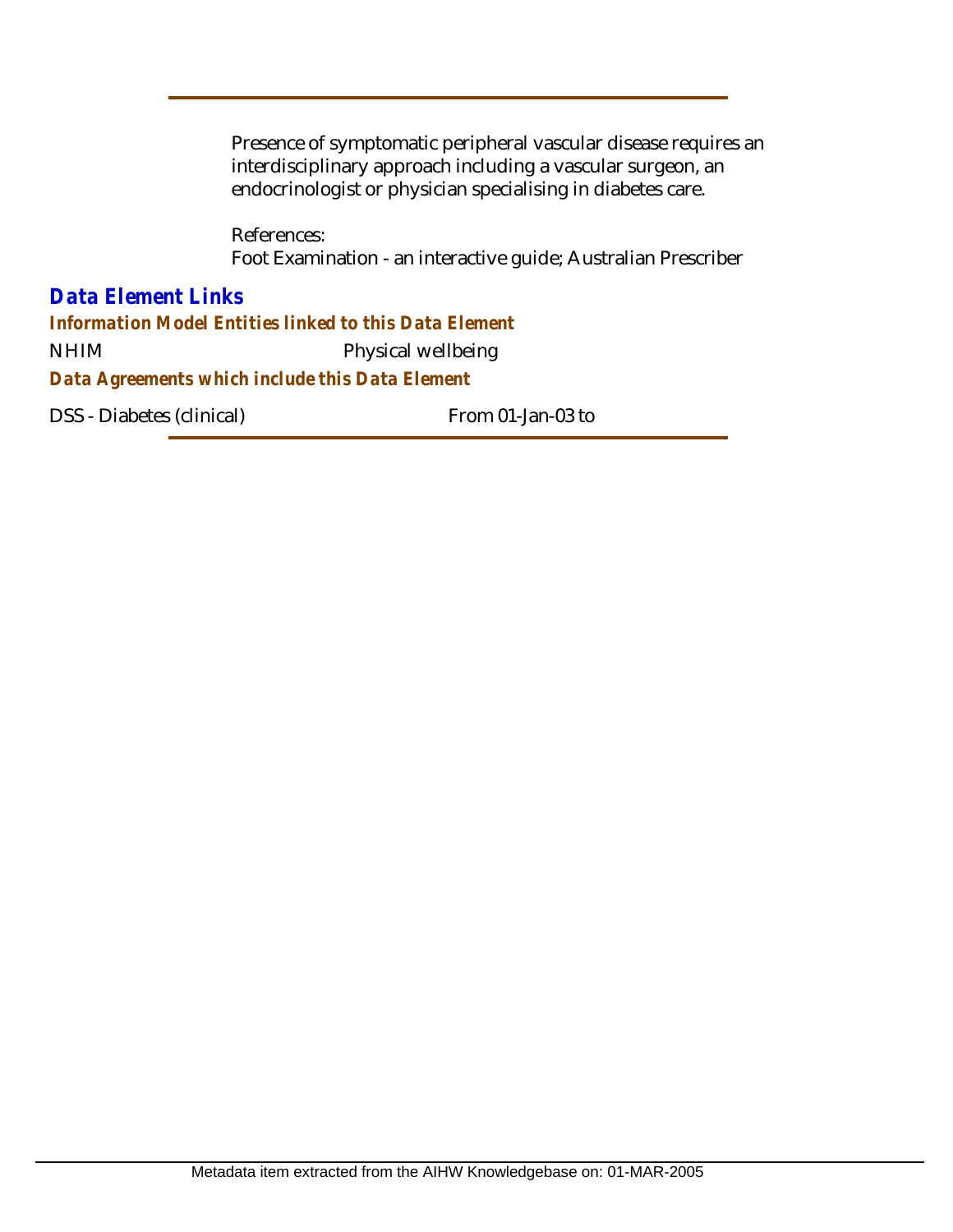Presence of symptomatic peripheral vascular disease requires an interdisciplinary approach including a vascular surgeon, an endocrinologist or physician specialising in diabetes care.

References:
Foot Examination - an interactive guide; Australian Prescriber

## Data Element Links

### Information Model Entities linked to this Data Element

| | |
|---|---|
| NHIM | Physical wellbeing |

### Data Agreements which include this Data Element

| | |
|---|---|
| DSS - Diabetes (clinical) | From 01-Jan-03 to |